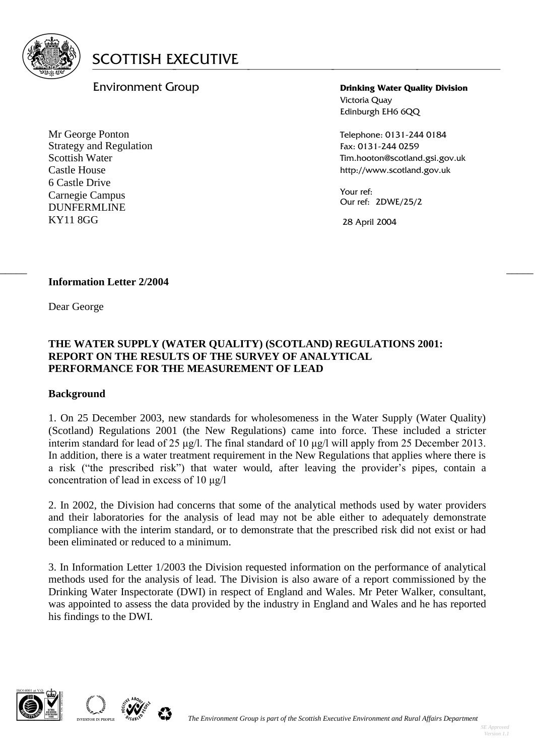SCOTTISH EXECUTIVE

Environment Group

**Drinking Water Quality Division**
Victoria Quay
Edinburgh EH6 6QQ

Telephone: 0131-244 0184
Fax: 0131-244 0259
Tim.hooton@scotland.gsi.gov.uk
http://www.scotland.gov.uk

Your ref:
Our ref: 2DWE/25/2

28 April 2004

Mr George Ponton
Strategy and Regulation
Scottish Water
Castle House
6 Castle Drive
Carnegie Campus
DUNFERMLINE
KY11 8GG

**Information Letter 2/2004**

Dear George

**THE WATER SUPPLY (WATER QUALITY) (SCOTLAND) REGULATIONS 2001: REPORT ON THE RESULTS OF THE SURVEY OF ANALYTICAL PERFORMANCE FOR THE MEASUREMENT OF LEAD**

**Background**

1. On 25 December 2003, new standards for wholesomeness in the Water Supply (Water Quality) (Scotland) Regulations 2001 (the New Regulations) came into force. These included a stricter interim standard for lead of 25 μg/l. The final standard of 10 μg/l will apply from 25 December 2013. In addition, there is a water treatment requirement in the New Regulations that applies where there is a risk ("the prescribed risk") that water would, after leaving the provider's pipes, contain a concentration of lead in excess of 10 μg/l

2. In 2002, the Division had concerns that some of the analytical methods used by water providers and their laboratories for the analysis of lead may not be able either to adequately demonstrate compliance with the interim standard, or to demonstrate that the prescribed risk did not exist or had been eliminated or reduced to a minimum.

3. In Information Letter 1/2003 the Division requested information on the performance of analytical methods used for the analysis of lead. The Division is also aware of a report commissioned by the Drinking Water Inspectorate (DWI) in respect of England and Wales. Mr Peter Walker, consultant, was appointed to assess the data provided by the industry in England and Wales and he has reported his findings to the DWI.

*The Environment Group is part of the Scottish Executive Environment and Rural Affairs Department*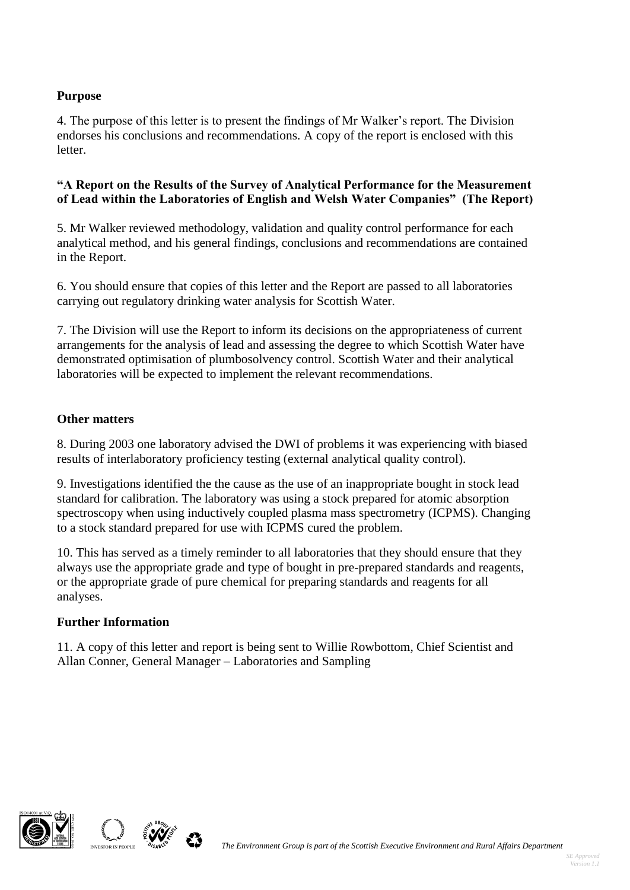**Purpose**

4. The purpose of this letter is to present the findings of Mr Walker's report. The Division endorses his conclusions and recommendations. A copy of the report is enclosed with this letter.

**"A Report on the Results of the Survey of Analytical Performance for the Measurement of Lead within the Laboratories of English and Welsh Water Companies" (The Report)**

5. Mr Walker reviewed methodology, validation and quality control performance for each analytical method, and his general findings, conclusions and recommendations are contained in the Report.

6. You should ensure that copies of this letter and the Report are passed to all laboratories carrying out regulatory drinking water analysis for Scottish Water.

7. The Division will use the Report to inform its decisions on the appropriateness of current arrangements for the analysis of lead and assessing the degree to which Scottish Water have demonstrated optimisation of plumbosolvency control. Scottish Water and their analytical laboratories will be expected to implement the relevant recommendations.

**Other matters**

8. During 2003 one laboratory advised the DWI of problems it was experiencing with biased results of interlaboratory proficiency testing (external analytical quality control).

9. Investigations identified the the cause as the use of an inappropriate bought in stock lead standard for calibration. The laboratory was using a stock prepared for atomic absorption spectroscopy when using inductively coupled plasma mass spectrometry (ICPMS). Changing to a stock standard prepared for use with ICPMS cured the problem.

10. This has served as a timely reminder to all laboratories that they should ensure that they always use the appropriate grade and type of bought in pre-prepared standards and reagents, or the appropriate grade of pure chemical for preparing standards and reagents for all analyses.

**Further Information**

11. A copy of this letter and report is being sent to Willie Rowbottom, Chief Scientist and Allan Conner, General Manager – Laboratories and Sampling

*The Environment Group is part of the Scottish Executive Environment and Rural Affairs Department*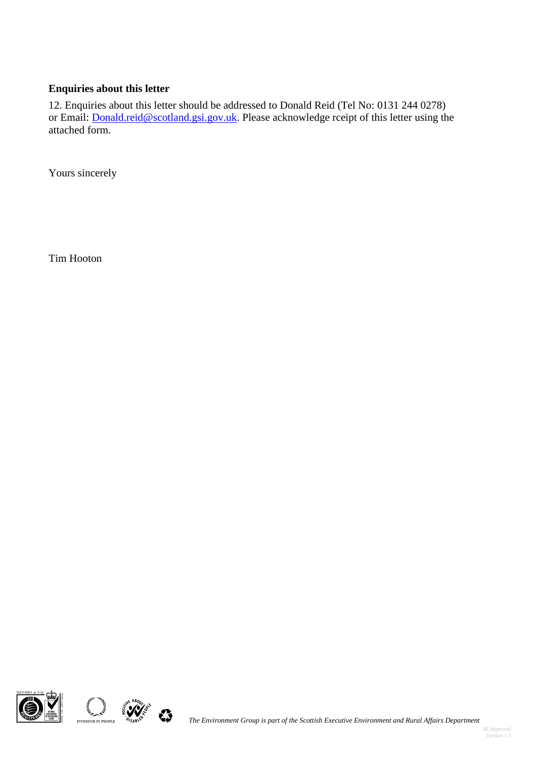**Enquiries about this letter**

12. Enquiries about this letter should be addressed to Donald Reid (Tel No: 0131 244 0278) or Email: Donald.reid@scotland.gsi.gov.uk. Please acknowledge rceipt of this letter using the attached form.

Yours sincerely

Tim Hooton

*The Environment Group is part of the Scottish Executive Environment and Rural Affairs Department*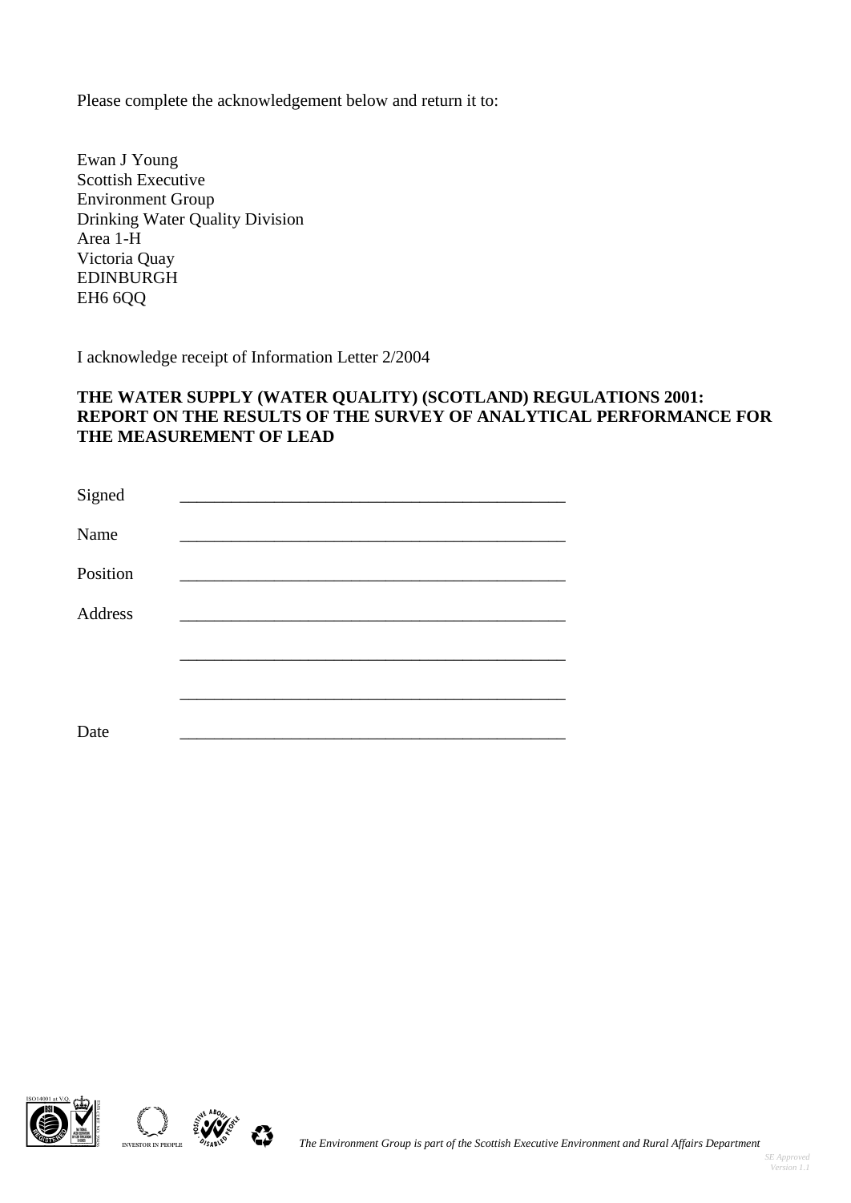Please complete the acknowledgement below and return it to:

Ewan J Young
Scottish Executive
Environment Group
Drinking Water Quality Division
Area 1-H
Victoria Quay
EDINBURGH
EH6 6QQ

I acknowledge receipt of Information Letter 2/2004

**THE WATER SUPPLY (WATER QUALITY) (SCOTLAND) REGULATIONS 2001: REPORT ON THE RESULTS OF THE SURVEY OF ANALYTICAL PERFORMANCE FOR THE MEASUREMENT OF LEAD**

Signed ______________________________________________

Name ______________________________________________

Position ______________________________________________

Address ______________________________________________

______________________________________________

______________________________________________

Date ______________________________________________

*The Environment Group is part of the Scottish Executive Environment and Rural Affairs Department*